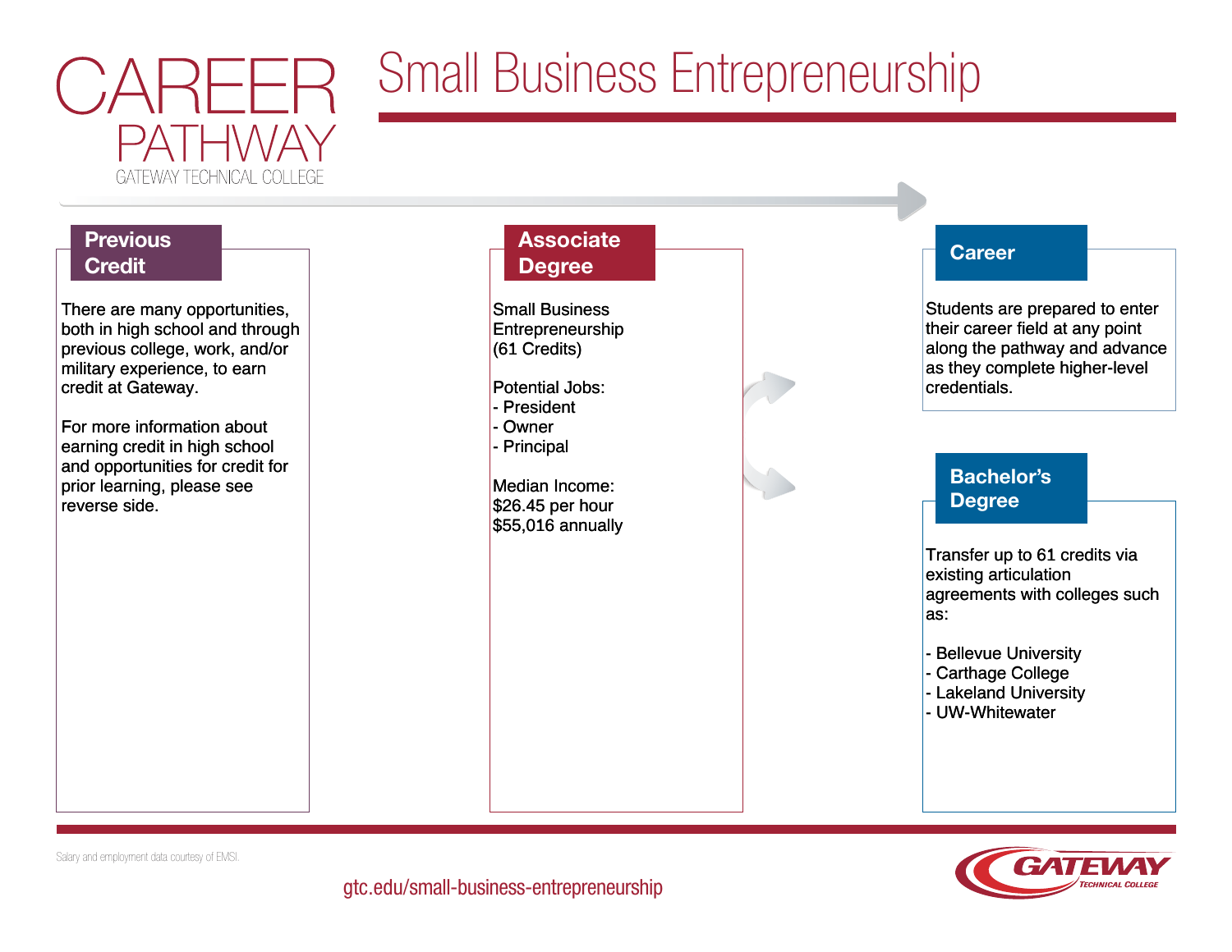# CAREER PATHWAY

GATEWAY TECHNICAL COLLEGE

# Small Business Entrepreneurship

## Previous Credit

There are many opportunities, both in high school and through previous college, work, and/or military experience, to earn credit at Gateway.

For more information about earning credit in high school and opportunities for credit for prior learning, please see reverse side.

## Associate Degree

Small Business Entrepreneurship (61 Credits)

Potential Jobs:
- President
- Owner
- Principal

Median Income:
$26.45 per hour
$55,016 annually

## Career

Students are prepared to enter their career field at any point along the pathway and advance as they complete higher-level credentials.

## Bachelor's Degree

Transfer up to 61 credits via existing articulation agreements with colleges such as:

- Bellevue University
- Carthage College
- Lakeland University
- UW-Whitewater

Salary and employment data courtesy of EMSI.

gtc.edu/small-business-entrepreneurship

GATEWAY TECHNICAL COLLEGE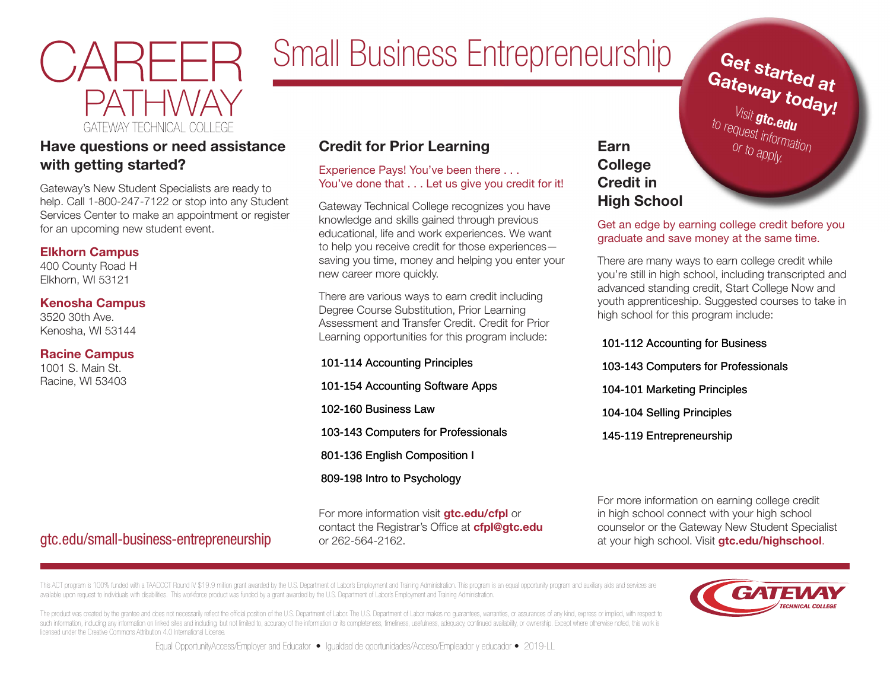# CAREER PATHWAY

GATEWAY TECHNICAL COLLEGE

# Small Business Entrepreneurship

**Get started at Gateway today!**

Visit **gtc.edu** to request information or to apply.

## Have questions or need assistance with getting started?

Gateway's New Student Specialists are ready to help. Call 1-800-247-7122 or stop into any Student Services Center to make an appointment or register for an upcoming new student event.

**Elkhorn Campus**
400 County Road H
Elkhorn, WI 53121

**Kenosha Campus**
3520 30th Ave.
Kenosha, WI 53144

**Racine Campus**
1001 S. Main St.
Racine, WI 53403

gtc.edu/small-business-entrepreneurship

## Credit for Prior Learning

Experience Pays! You've been there . . .
You've done that . . . Let us give you credit for it!

Gateway Technical College recognizes you have knowledge and skills gained through previous educational, life and work experiences. We want to help you receive credit for those experiences—saving you time, money and helping you enter your new career more quickly.

There are various ways to earn credit including Degree Course Substitution, Prior Learning Assessment and Transfer Credit. Credit for Prior Learning opportunities for this program include:

- 101-114 Accounting Principles
- 101-154 Accounting Software Apps
- 102-160 Business Law
- 103-143 Computers for Professionals
- 801-136 English Composition I
- 809-198 Intro to Psychology

For more information visit **gtc.edu/cfpl** or contact the Registrar's Office at **cfpl@gtc.edu** or 262-564-2162.

## Earn College Credit in High School

Get an edge by earning college credit before you graduate and save money at the same time.

There are many ways to earn college credit while you're still in high school, including transcripted and advanced standing credit, Start College Now and youth apprenticeship. Suggested courses to take in high school for this program include:

- 101-112 Accounting for Business
- 103-143 Computers for Professionals
- 104-101 Marketing Principles
- 104-104 Selling Principles
- 145-119 Entrepreneurship

For more information on earning college credit in high school connect with your high school counselor or the Gateway New Student Specialist at your high school. Visit **gtc.edu/highschool**.

This ACT program is 100% funded with a TAACCCT Round IV $19.9 million grant awarded by the U.S. Department of Labor's Employment and Training Administration. This program is an equal opportunity program and auxiliary aids and services are available upon request to individuals with disabilities. This workforce product was funded by a grant awarded by the U.S. Department of Labor's Employment and Training Administration.

The product was created by the grantee and does not necessarily reflect the official position of the U.S. Department of Labor. The U.S. Department of Labor makes no guarantees, warranties, or assurances of any kind, express or implied, with respect to such information, including any information on linked sites and including, but not limited to, accuracy of the information or its completeness, timeliness, usefulness, adequacy, continued availability, or ownership. Except where otherwise noted, this work is licensed under the Creative Commons Attribution 4.0 International License.

GATEWAY TECHNICAL COLLEGE

Equal OpportunityAccess/Employer and Educator • Igualdad de oportunidades/Acceso/Empleador y educador • 2019-LL